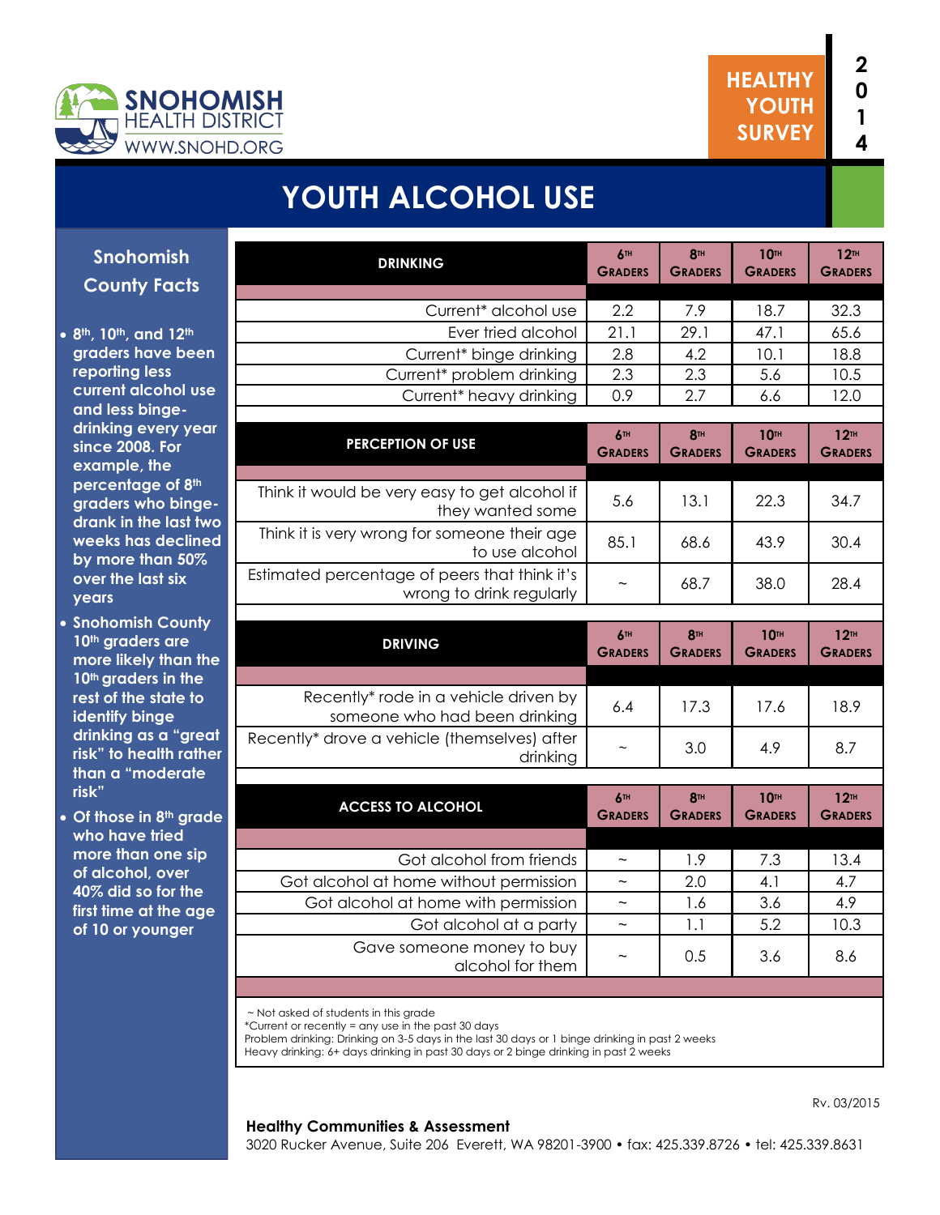SNOHOMISH HEALTH DISTRICT
WWW.SNOHD.ORG

HEALTHY YOUTH SURVEY 2014

# YOUTH ALCOHOL USE

## Snohomish County Facts

- 8th, 10th, and 12th graders have been reporting less current alcohol use and less binge-drinking every year since 2008. For example, the percentage of 8th graders who binge-drank in the last two weeks has declined by more than 50% over the last six years
- Snohomish County 10th graders are more likely than the 10th graders in the rest of the state to identify binge drinking as a "great risk" to health rather than a "moderate risk"
- Of those in 8th grade who have tried more than one sip of alcohol, over 40% did so for the first time at the age of 10 or younger

| DRINKING | 6th Graders | 8th Graders | 10th Graders | 12th Graders |
|---|---|---|---|---|
| Current* alcohol use | 2.2 | 7.9 | 18.7 | 32.3 |
| Ever tried alcohol | 21.1 | 29.1 | 47.1 | 65.6 |
| Current* binge drinking | 2.8 | 4.2 | 10.1 | 18.8 |
| Current* problem drinking | 2.3 | 2.3 | 5.6 | 10.5 |
| Current* heavy drinking | 0.9 | 2.7 | 6.6 | 12.0 |

| PERCEPTION OF USE | 6th Graders | 8th Graders | 10th Graders | 12th Graders |
|---|---|---|---|---|
| Think it would be very easy to get alcohol if they wanted some | 5.6 | 13.1 | 22.3 | 34.7 |
| Think it is very wrong for someone their age to use alcohol | 85.1 | 68.6 | 43.9 | 30.4 |
| Estimated percentage of peers that think it's wrong to drink regularly | ~ | 68.7 | 38.0 | 28.4 |

| DRIVING | 6th Graders | 8th Graders | 10th Graders | 12th Graders |
|---|---|---|---|---|
| Recently* rode in a vehicle driven by someone who had been drinking | 6.4 | 17.3 | 17.6 | 18.9 |
| Recently* drove a vehicle (themselves) after drinking | ~ | 3.0 | 4.9 | 8.7 |

| ACCESS TO ALCOHOL | 6th Graders | 8th Graders | 10th Graders | 12th Graders |
|---|---|---|---|---|
| Got alcohol from friends | ~ | 1.9 | 7.3 | 13.4 |
| Got alcohol at home without permission | ~ | 2.0 | 4.1 | 4.7 |
| Got alcohol at home with permission | ~ | 1.6 | 3.6 | 4.9 |
| Got alcohol at a party | ~ | 1.1 | 5.2 | 10.3 |
| Gave someone money to buy alcohol for them | ~ | 0.5 | 3.6 | 8.6 |

~ Not asked of students in this grade
*Current or recently = any use in the past 30 days
Problem drinking: Drinking on 3-5 days in the last 30 days or 1 binge drinking in past 2 weeks
Heavy drinking: 6+ days drinking in past 30 days or 2 binge drinking in past 2 weeks

Rv. 03/2015

**Healthy Communities & Assessment**
3020 Rucker Avenue, Suite 206 Everett, WA 98201-3900 • fax: 425.339.8726 • tel: 425.339.8631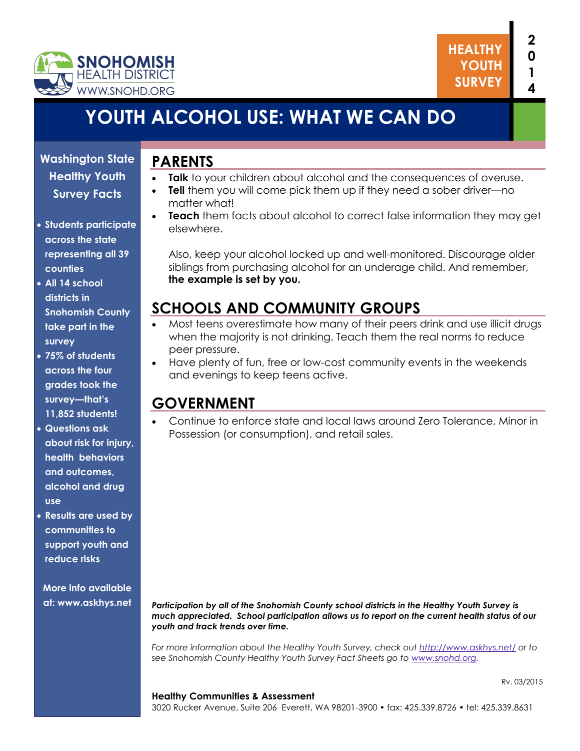SNOHOMISH HEALTH DISTRICT
WWW.SNOHD.ORG

HEALTHY YOUTH SURVEY 2014

# YOUTH ALCOHOL USE: WHAT WE CAN DO

## PARENTS

- **Talk** to your children about alcohol and the consequences of overuse.
- **Tell** them you will come pick them up if they need a sober driver—no matter what!
- **Teach** them facts about alcohol to correct false information they may get elsewhere.

  Also, keep your alcohol locked up and well-monitored. Discourage older siblings from purchasing alcohol for an underage child. And remember, **the example is set by you.**

## SCHOOLS AND COMMUNITY GROUPS

- Most teens overestimate how many of their peers drink and use illicit drugs when the majority is not drinking. Teach them the real norms to reduce peer pressure.
- Have plenty of fun, free or low-cost community events in the weekends and evenings to keep teens active.

## GOVERNMENT

- Continue to enforce state and local laws around Zero Tolerance, Minor in Possession (or consumption), and retail sales.

### Washington State Healthy Youth Survey Facts

- Students participate across the state representing all 39 counties
- All 14 school districts in Snohomish County take part in the survey
- 75% of students across the four grades took the survey—that's 11,852 students!
- Questions ask about risk for injury, health behaviors and outcomes, alcohol and drug use
- Results are used by communities to support youth and reduce risks

More info available at: www.askhys.net

***Participation by all of the Snohomish County school districts in the Healthy Youth Survey is much appreciated. School participation allows us to report on the current health status of our youth and track trends over time.***

*For more information about the Healthy Youth Survey, check out http://www.askhys.net/ or to see Snohomish County Healthy Youth Survey Fact Sheets go to www.snohd.org.*

Rv. 03/2015

**Healthy Communities & Assessment**
3020 Rucker Avenue, Suite 206 Everett, WA 98201-3900 • fax: 425.339.8726 • tel: 425.339.8631